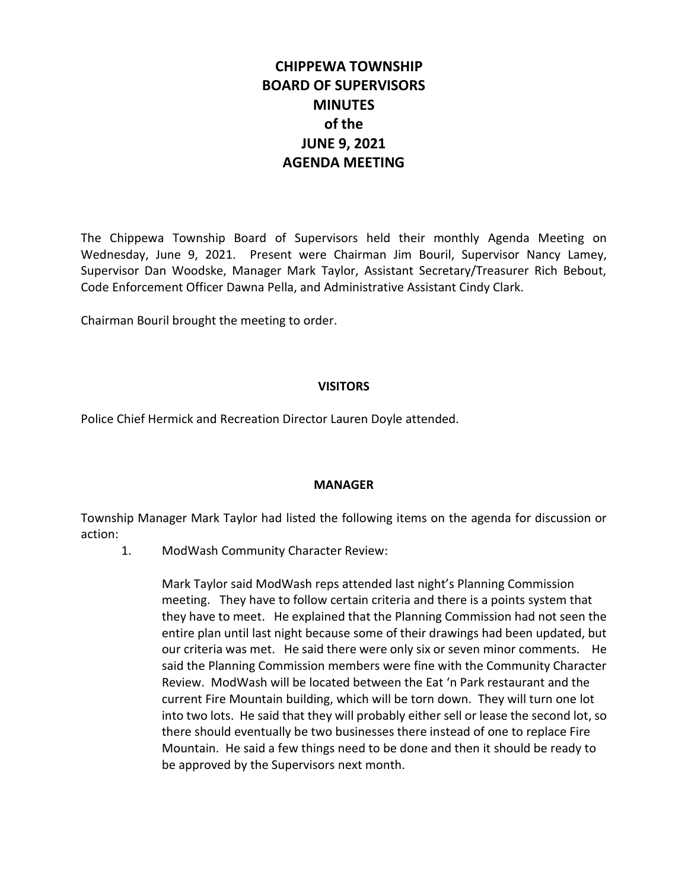# CHIPPEWA TOWNSHIP
# BOARD OF SUPERVISORS
# MINUTES
# of the
# JUNE 9, 2021
# AGENDA MEETING

The Chippewa Township Board of Supervisors held their monthly Agenda Meeting on Wednesday, June 9, 2021. Present were Chairman Jim Bouril, Supervisor Nancy Lamey, Supervisor Dan Woodske, Manager Mark Taylor, Assistant Secretary/Treasurer Rich Bebout, Code Enforcement Officer Dawna Pella, and Administrative Assistant Cindy Clark.

Chairman Bouril brought the meeting to order.

## VISITORS

Police Chief Hermick and Recreation Director Lauren Doyle attended.

## MANAGER

Township Manager Mark Taylor had listed the following items on the agenda for discussion or action:

1. ModWash Community Character Review:

   Mark Taylor said ModWash reps attended last night's Planning Commission meeting. They have to follow certain criteria and there is a points system that they have to meet. He explained that the Planning Commission had not seen the entire plan until last night because some of their drawings had been updated, but our criteria was met. He said there were only six or seven minor comments. He said the Planning Commission members were fine with the Community Character Review. ModWash will be located between the Eat 'n Park restaurant and the current Fire Mountain building, which will be torn down. They will turn one lot into two lots. He said that they will probably either sell or lease the second lot, so there should eventually be two businesses there instead of one to replace Fire Mountain. He said a few things need to be done and then it should be ready to be approved by the Supervisors next month.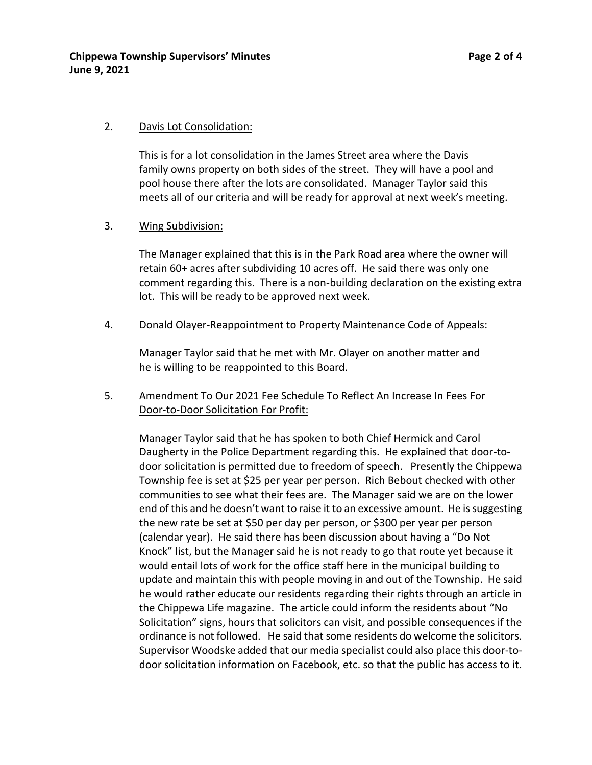2. <u>Davis Lot Consolidation:</u>

   This is for a lot consolidation in the James Street area where the Davis family owns property on both sides of the street. They will have a pool and pool house there after the lots are consolidated. Manager Taylor said this meets all of our criteria and will be ready for approval at next week's meeting.

3. <u>Wing Subdivision:</u>

   The Manager explained that this is in the Park Road area where the owner will retain 60+ acres after subdividing 10 acres off. He said there was only one comment regarding this. There is a non-building declaration on the existing extra lot. This will be ready to be approved next week.

4. <u>Donald Olayer-Reappointment to Property Maintenance Code of Appeals:</u>

   Manager Taylor said that he met with Mr. Olayer on another matter and he is willing to be reappointed to this Board.

5. <u>Amendment To Our 2021 Fee Schedule To Reflect An Increase In Fees For Door-to-Door Solicitation For Profit:</u>

   Manager Taylor said that he has spoken to both Chief Hermick and Carol Daugherty in the Police Department regarding this. He explained that door-to-door solicitation is permitted due to freedom of speech. Presently the Chippewa Township fee is set at $25 per year per person. Rich Bebout checked with other communities to see what their fees are. The Manager said we are on the lower end of this and he doesn't want to raise it to an excessive amount. He is suggesting the new rate be set at $50 per day per person, or $300 per year per person (calendar year). He said there has been discussion about having a "Do Not Knock" list, but the Manager said he is not ready to go that route yet because it would entail lots of work for the office staff here in the municipal building to update and maintain this with people moving in and out of the Township. He said he would rather educate our residents regarding their rights through an article in the Chippewa Life magazine. The article could inform the residents about "No Solicitation" signs, hours that solicitors can visit, and possible consequences if the ordinance is not followed. He said that some residents do welcome the solicitors. Supervisor Woodske added that our media specialist could also place this door-to-door solicitation information on Facebook, etc. so that the public has access to it.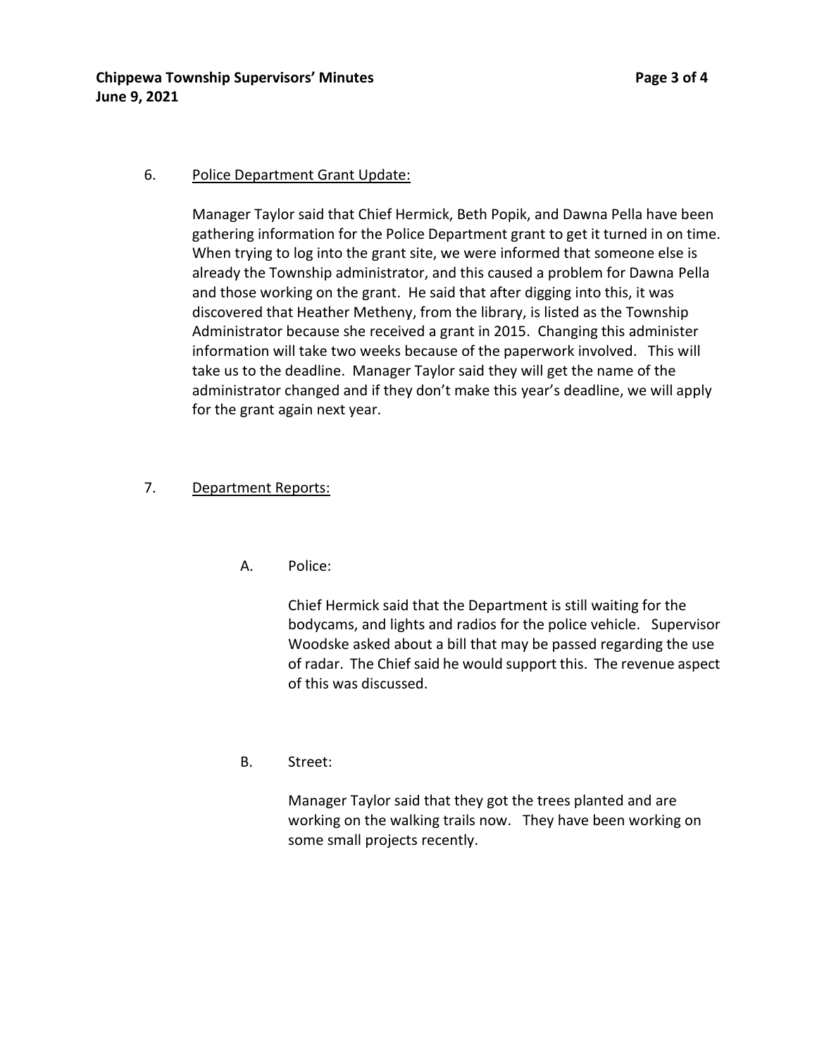6. Police Department Grant Update:

   Manager Taylor said that Chief Hermick, Beth Popik, and Dawna Pella have been gathering information for the Police Department grant to get it turned in on time. When trying to log into the grant site, we were informed that someone else is already the Township administrator, and this caused a problem for Dawna Pella and those working on the grant. He said that after digging into this, it was discovered that Heather Metheny, from the library, is listed as the Township Administrator because she received a grant in 2015. Changing this administer information will take two weeks because of the paperwork involved. This will take us to the deadline. Manager Taylor said they will get the name of the administrator changed and if they don't make this year's deadline, we will apply for the grant again next year.

7. Department Reports:

   A. Police:

      Chief Hermick said that the Department is still waiting for the bodycams, and lights and radios for the police vehicle. Supervisor Woodske asked about a bill that may be passed regarding the use of radar. The Chief said he would support this. The revenue aspect of this was discussed.

   B. Street:

      Manager Taylor said that they got the trees planted and are working on the walking trails now. They have been working on some small projects recently.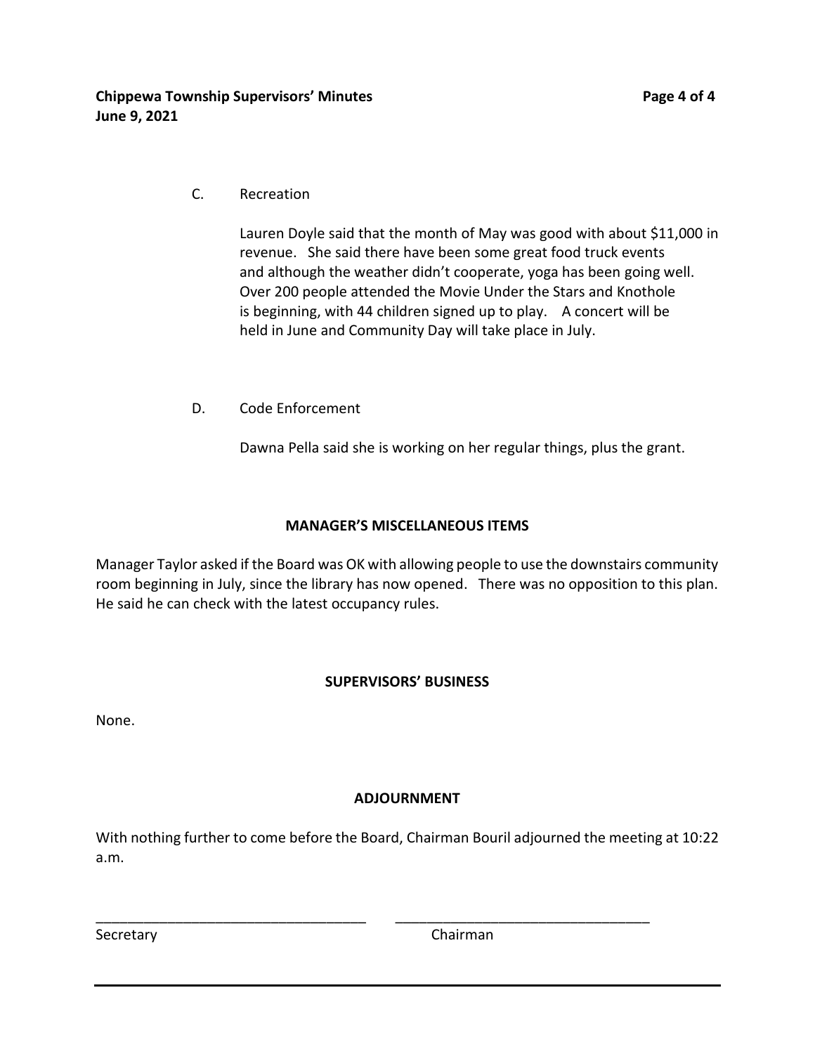C. Recreation

Lauren Doyle said that the month of May was good with about $11,000 in revenue. She said there have been some great food truck events and although the weather didn't cooperate, yoga has been going well. Over 200 people attended the Movie Under the Stars and Knothole is beginning, with 44 children signed up to play. A concert will be held in June and Community Day will take place in July.

D. Code Enforcement

Dawna Pella said she is working on her regular things, plus the grant.

## MANAGER'S MISCELLANEOUS ITEMS

Manager Taylor asked if the Board was OK with allowing people to use the downstairs community room beginning in July, since the library has now opened. There was no opposition to this plan. He said he can check with the latest occupancy rules.

## SUPERVISORS' BUSINESS

None.

## ADJOURNMENT

With nothing further to come before the Board, Chairman Bouril adjourned the meeting at 10:22 a.m.

\_\_\_\_\_\_\_\_\_\_\_\_\_\_\_\_\_\_\_\_\_\_\_\_\_\_\_\_\_\_\_\_\_\_\_ \_\_\_\_\_\_\_\_\_\_\_\_\_\_\_\_\_\_\_\_\_\_\_\_\_\_\_\_\_\_\_\_\_\_\_

Secretary Chairman